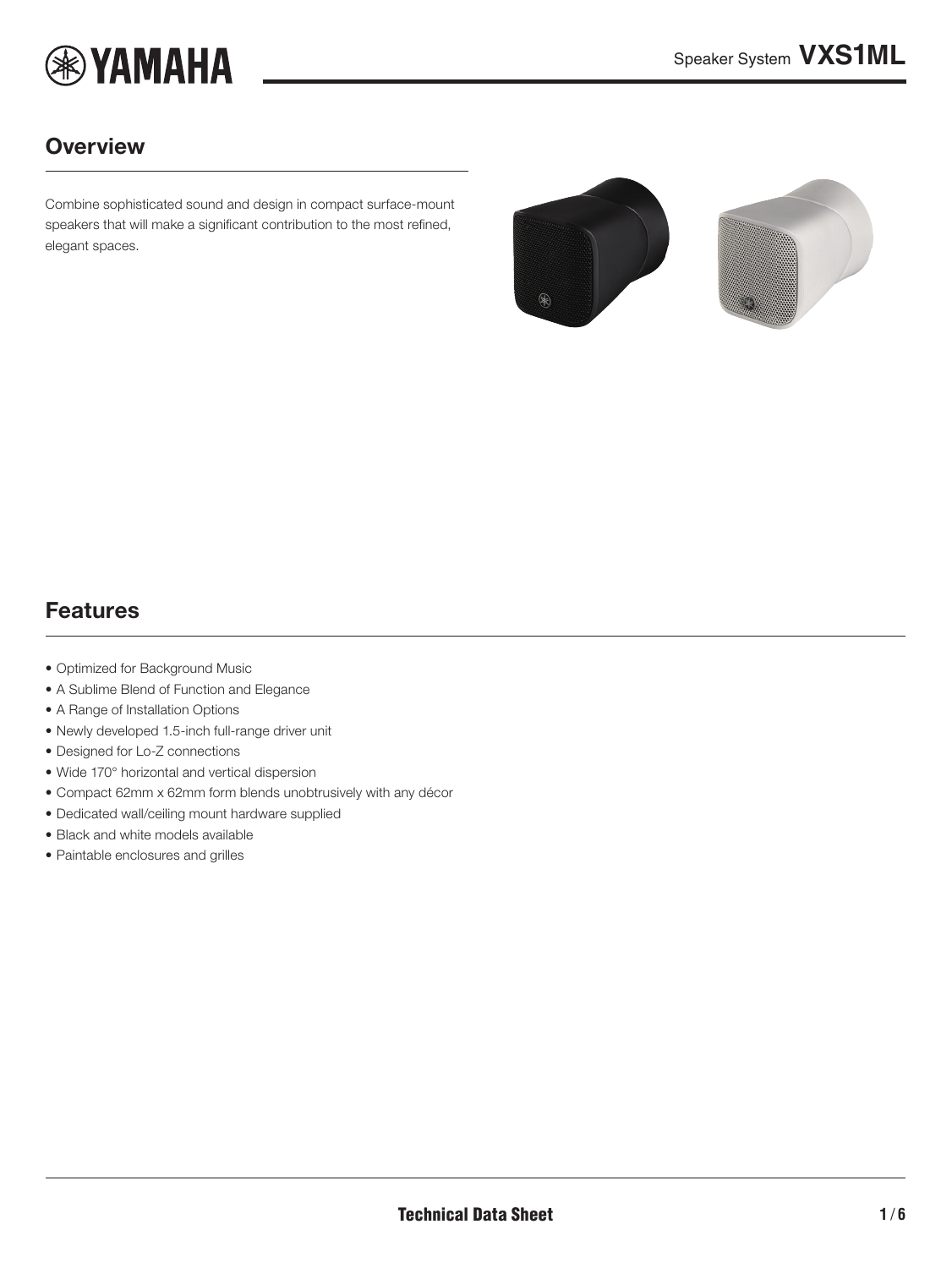# Speaker System VXS1ML

## Overview

Combine sophisticated sound and design in compact surface-mount speakers that will make a significant contribution to the most refined, elegant spaces.

## Features

- Optimized for Background Music
- A Sublime Blend of Function and Elegance
- A Range of Installation Options
- Newly developed 1.5-inch full-range driver unit
- Designed for Lo-Z connections
- Wide 170° horizontal and vertical dispersion
- Compact 62mm x 62mm form blends unobtrusively with any décor
- Dedicated wall/ceiling mount hardware supplied
- Black and white models available
- Paintable enclosures and grilles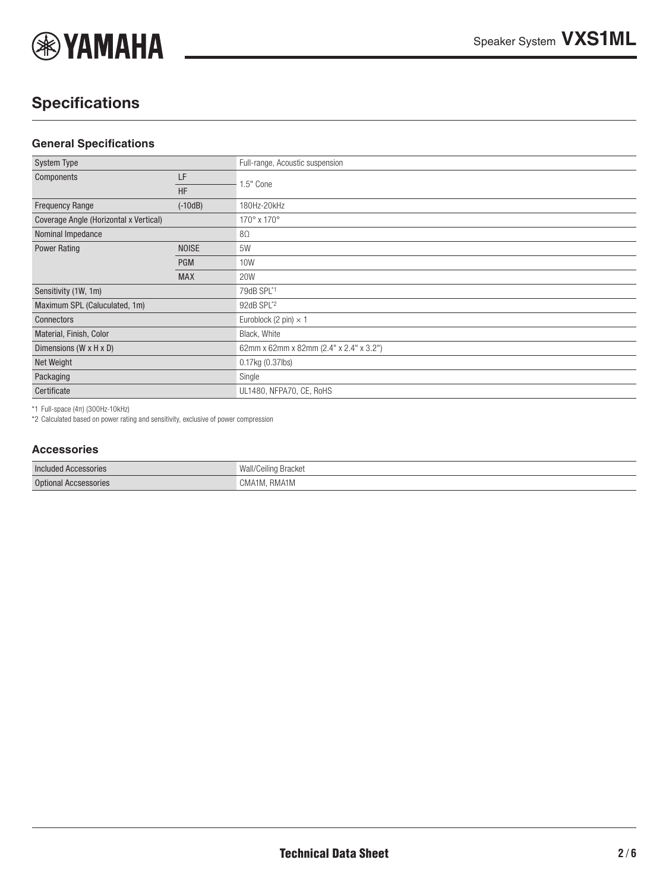## Specifications

### General Specifications

| | | |
|---|---|---|
| System Type | | Full-range, Acoustic suspension |
| Components | LF | 1.5" Cone |
| | HF | |
| Frequency Range | (-10dB) | 180Hz-20kHz |
| Coverage Angle (Horizontal x Vertical) | | 170° x 170° |
| Nominal Impedance | | 8Ω |
| Power Rating | NOISE | 5W |
| | PGM | 10W |
| | MAX | 20W |
| Sensitivity (1W, 1m) | | 79dB SPL[*1] |
| Maximum SPL (Caluculated, 1m) | | 92dB SPL[*2] |
| Connectors | | Euroblock (2 pin) × 1 |
| Material, Finish, Color | | Black, White |
| Dimensions (W x H x D) | | 62mm x 62mm x 82mm (2.4" x 2.4" x 3.2") |
| Net Weight | | 0.17kg (0.37lbs) |
| Packaging | | Single |
| Certificate | | UL1480, NFPA70, CE, RoHS |

*1 Full-space (4π) (300Hz-10kHz)
*2 Calculated based on power rating and sensitivity, exclusive of power compression

### Accessories

| | |
|---|---|
| Included Accessories | Wall/Ceiling Bracket |
| Optional Accsessories | CMA1M, RMA1M |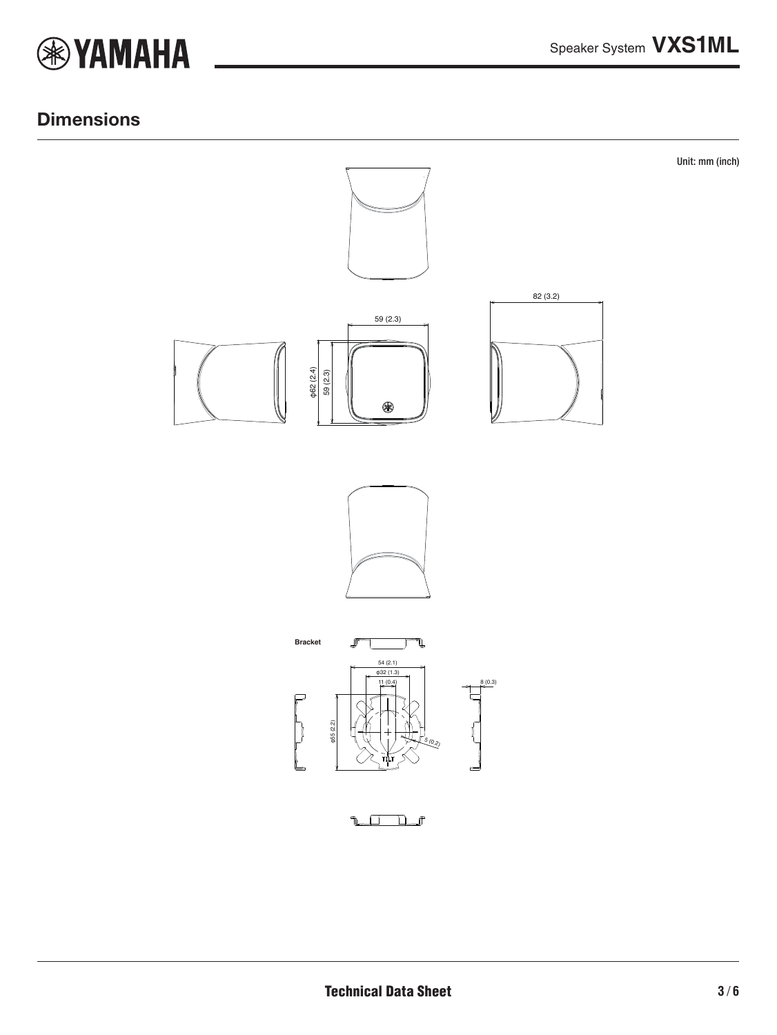## Dimensions

Unit: mm (inch)

82 (3.2)

59 (2.3)

φ62 (2.4)

59 (2.3)

Bracket

54 (2.1)

φ32 (1.3)

11 (0.4)

8 (0.3)

φ55 (2.2)

5 (0.2)

TILT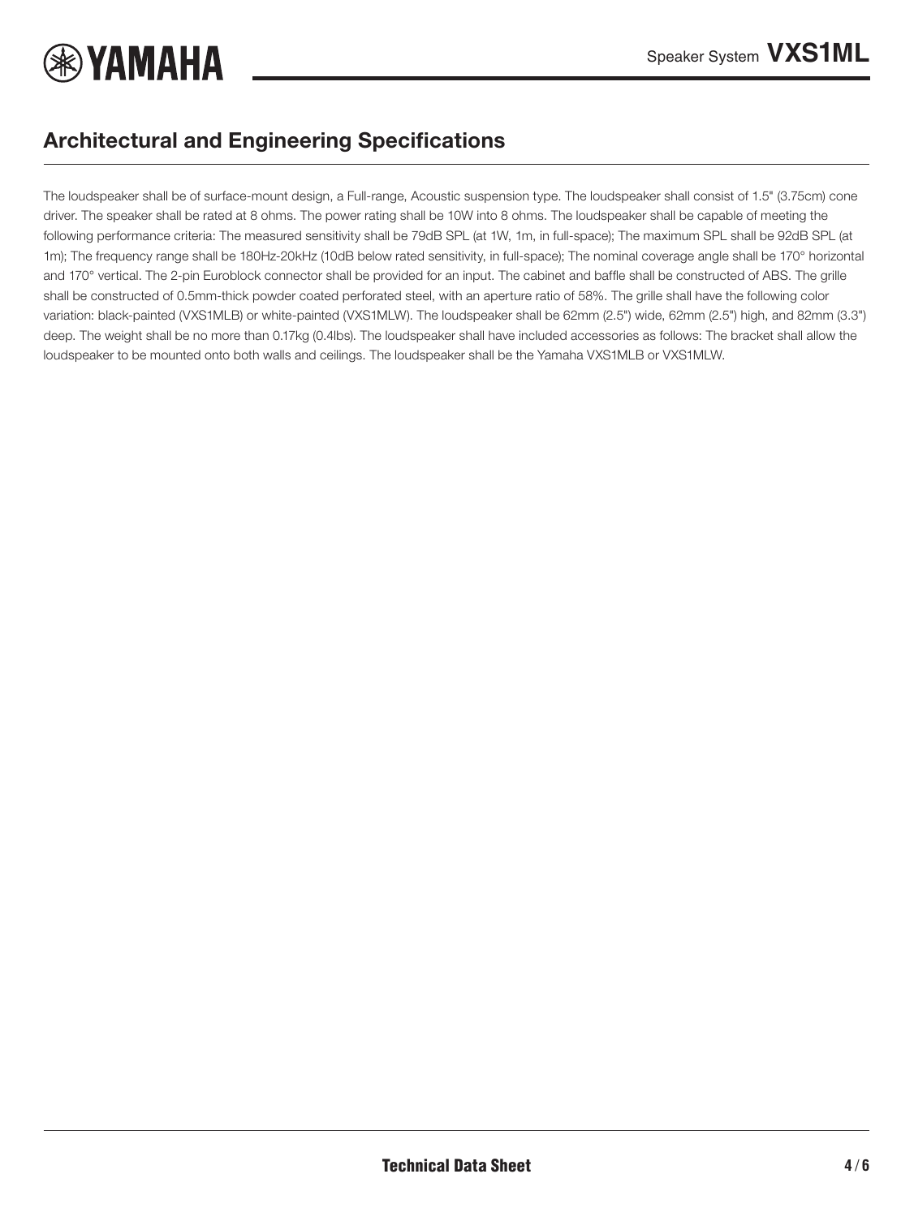## Architectural and Engineering Specifications

The loudspeaker shall be of surface-mount design, a Full-range, Acoustic suspension type. The loudspeaker shall consist of 1.5" (3.75cm) cone driver. The speaker shall be rated at 8 ohms. The power rating shall be 10W into 8 ohms. The loudspeaker shall be capable of meeting the following performance criteria: The measured sensitivity shall be 79dB SPL (at 1W, 1m, in full-space); The maximum SPL shall be 92dB SPL (at 1m); The frequency range shall be 180Hz-20kHz (10dB below rated sensitivity, in full-space); The nominal coverage angle shall be 170° horizontal and 170° vertical. The 2-pin Euroblock connector shall be provided for an input. The cabinet and baffle shall be constructed of ABS. The grille shall be constructed of 0.5mm-thick powder coated perforated steel, with an aperture ratio of 58%. The grille shall have the following color variation: black-painted (VXS1MLB) or white-painted (VXS1MLW). The loudspeaker shall be 62mm (2.5") wide, 62mm (2.5") high, and 82mm (3.3") deep. The weight shall be no more than 0.17kg (0.4lbs). The loudspeaker shall have included accessories as follows: The bracket shall allow the loudspeaker to be mounted onto both walls and ceilings. The loudspeaker shall be the Yamaha VXS1MLB or VXS1MLW.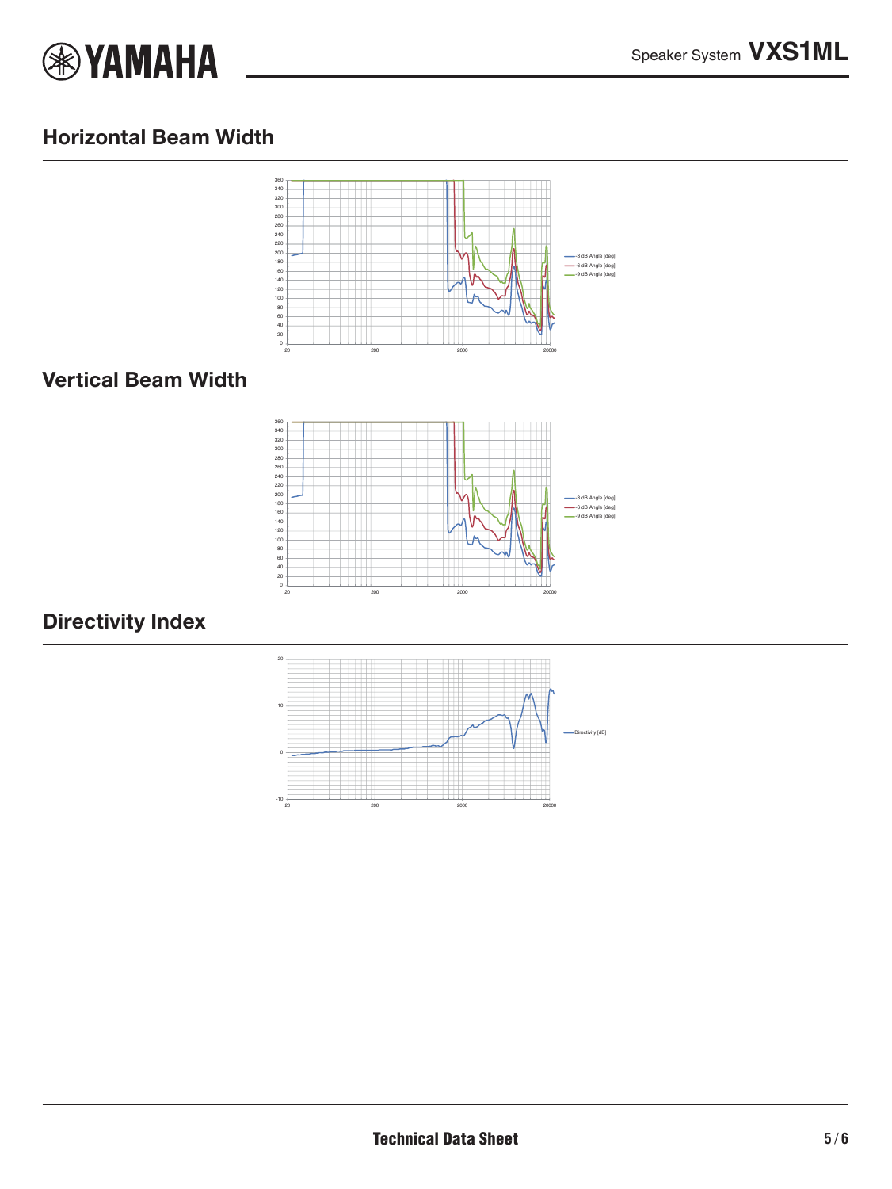## Horizontal Beam Width

## Vertical Beam Width

## Directivity Index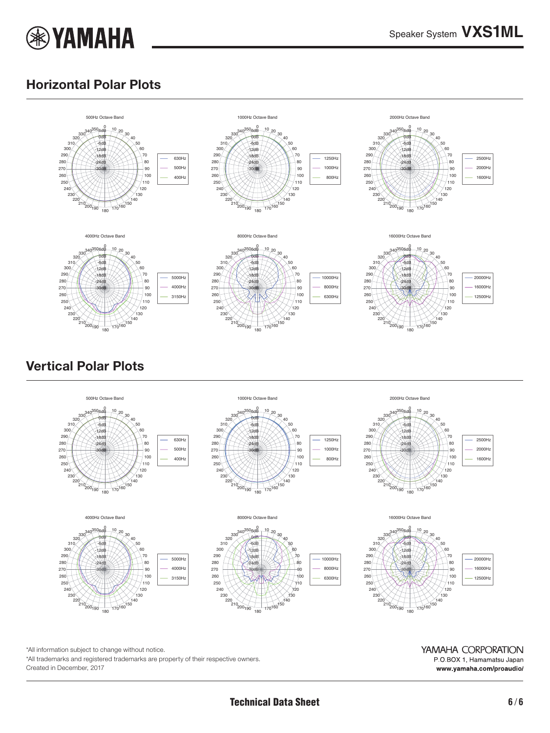## Horizontal Polar Plots

500Hz Octave Band

630Hz
500Hz
400Hz

1000Hz Octave Band

1250Hz
1000Hz
800Hz

2000Hz Octave Band

2500Hz
2000Hz
1600Hz

4000Hz Octave Band

5000Hz
4000Hz
3150Hz

8000Hz Octave Band

10000Hz
8000Hz
6300Hz

16000Hz Octave Band

20000Hz
16000Hz
12500Hz

## Vertical Polar Plots

500Hz Octave Band

630Hz
500Hz
400Hz

1000Hz Octave Band

1250Hz
1000Hz
800Hz

2000Hz Octave Band

2500Hz
2000Hz
1600Hz

4000Hz Octave Band

5000Hz
4000Hz
3150Hz

8000Hz Octave Band

10000Hz
8000Hz
6300Hz

16000Hz Octave Band

20000Hz
16000Hz
12500Hz

*All information subject to change without notice.
*All trademarks and registered trademarks are property of their respective owners.
Created in December, 2017

YAMAHA CORPORATION
P.O.BOX 1, Hamamatsu Japan
**www.yamaha.com/proaudio/**